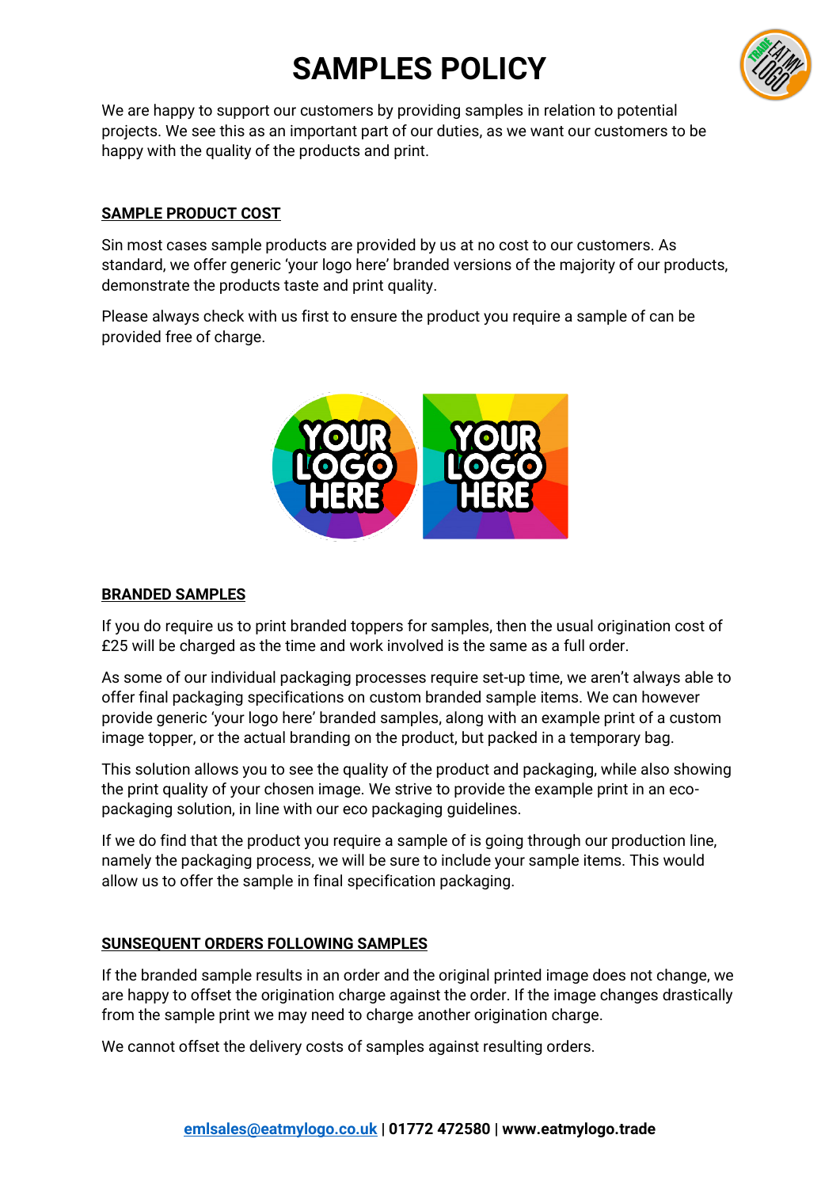# SAMPLES POLICY

We are happy to support our customers by providing samples in relation to potential projects. We see this as an important part of our duties, as we want our customers to be happy with the quality of the products and print.

## SAMPLE PRODUCT COST

Sin most cases sample products are provided by us at no cost to our customers. As standard, we offer generic 'your logo here' branded versions of the majority of our products, demonstrate the products taste and print quality.

Please always check with us first to ensure the product you require a sample of can be provided free of charge.

## BRANDED SAMPLES

If you do require us to print branded toppers for samples, then the usual origination cost of £25 will be charged as the time and work involved is the same as a full order.

As some of our individual packaging processes require set-up time, we aren't always able to offer final packaging specifications on custom branded sample items. We can however provide generic 'your logo here' branded samples, along with an example print of a custom image topper, or the actual branding on the product, but packed in a temporary bag.

This solution allows you to see the quality of the product and packaging, while also showing the print quality of your chosen image. We strive to provide the example print in an eco-packaging solution, in line with our eco packaging guidelines.

If we do find that the product you require a sample of is going through our production line, namely the packaging process, we will be sure to include your sample items. This would allow us to offer the sample in final specification packaging.

## SUNSEQUENT ORDERS FOLLOWING SAMPLES

If the branded sample results in an order and the original printed image does not change, we are happy to offset the origination charge against the order. If the image changes drastically from the sample print we may need to charge another origination charge.

We cannot offset the delivery costs of samples against resulting orders.

emlsales@eatmylogo.co.uk | **01772 472580 | www.eatmylogo.trade**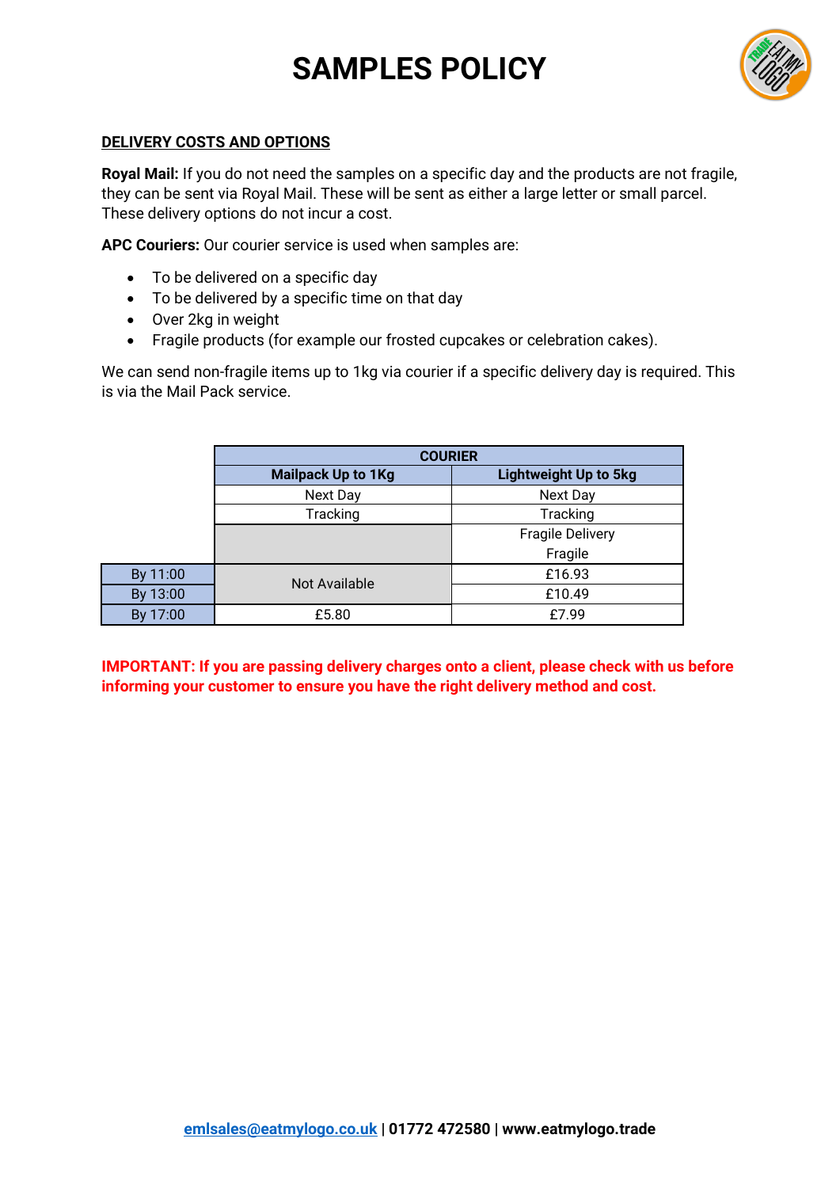# SAMPLES POLICY

## DELIVERY COSTS AND OPTIONS

**Royal Mail:** If you do not need the samples on a specific day and the products are not fragile, they can be sent via Royal Mail. These will be sent as either a large letter or small parcel. These delivery options do not incur a cost.

**APC Couriers:** Our courier service is used when samples are:

- To be delivered on a specific day
- To be delivered by a specific time on that day
- Over 2kg in weight
- Fragile products (for example our frosted cupcakes or celebration cakes).

We can send non-fragile items up to 1kg via courier if a specific delivery day is required. This is via the Mail Pack service.

| | COURIER | |
|---|---|---|
| | **Mailpack Up to 1Kg** | **Lightweight Up to 5kg** |
| | Next Day | Next Day |
| | Tracking | Tracking |
| | | Fragile Delivery<br>Fragile |
| By 11:00 | Not Available | £16.93 |
| By 13:00 | Not Available | £10.49 |
| By 17:00 | £5.80 | £7.99 |

**IMPORTANT: If you are passing delivery charges onto a client, please check with us before informing your customer to ensure you have the right delivery method and cost.**

emlsales@eatmylogo.co.uk | 01772 472580 | www.eatmylogo.trade